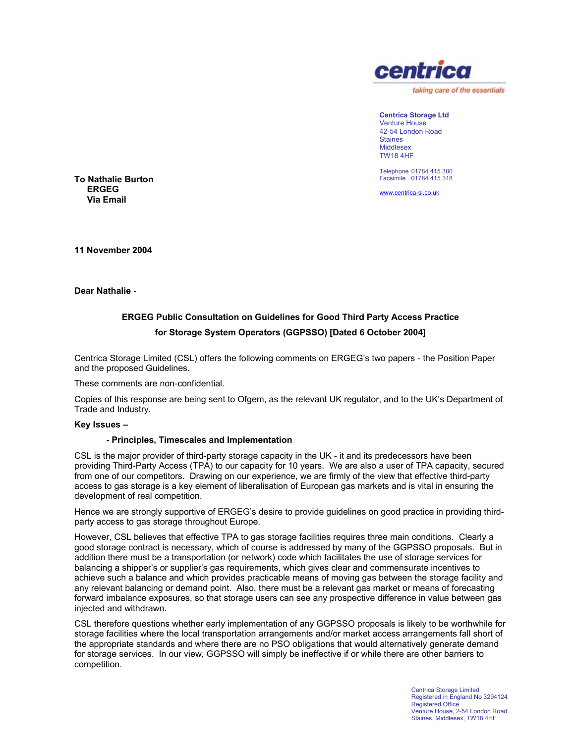centrica

taking care of the essentials

**Centrica Storage Ltd**
Venture House
42-54 London Road
Staines
Middlesex
TW18 4HF

Telephone 01784 415 300
Facsimile 01784 415 318

www.centrica-sl.co.uk

**To Nathalie Burton**
**ERGEG**
**Via Email**

**11 November 2004**

**Dear Nathalie -**

**ERGEG Public Consultation on Guidelines for Good Third Party Access Practice for Storage System Operators (GGPSSO) [Dated 6 October 2004]**

Centrica Storage Limited (CSL) offers the following comments on ERGEG's two papers - the Position Paper and the proposed Guidelines.

These comments are non-confidential.

Copies of this response are being sent to Ofgem, as the relevant UK regulator, and to the UK's Department of Trade and Industry.

**Key Issues –**

**- Principles, Timescales and Implementation**

CSL is the major provider of third-party storage capacity in the UK - it and its predecessors have been providing Third-Party Access (TPA) to our capacity for 10 years. We are also a user of TPA capacity, secured from one of our competitors. Drawing on our experience, we are firmly of the view that effective third-party access to gas storage is a key element of liberalisation of European gas markets and is vital in ensuring the development of real competition.

Hence we are strongly supportive of ERGEG's desire to provide guidelines on good practice in providing third-party access to gas storage throughout Europe.

However, CSL believes that effective TPA to gas storage facilities requires three main conditions. Clearly a good storage contract is necessary, which of course is addressed by many of the GGPSSO proposals. But in addition there must be a transportation (or network) code which facilitates the use of storage services for balancing a shipper's or supplier's gas requirements, which gives clear and commensurate incentives to achieve such a balance and which provides practicable means of moving gas between the storage facility and any relevant balancing or demand point. Also, there must be a relevant gas market or means of forecasting forward imbalance exposures, so that storage users can see any prospective difference in value between gas injected and withdrawn.

CSL therefore questions whether early implementation of any GGPSSO proposals is likely to be worthwhile for storage facilities where the local transportation arrangements and/or market access arrangements fall short of the appropriate standards and where there are no PSO obligations that would alternatively generate demand for storage services. In our view, GGPSSO will simply be ineffective if or while there are other barriers to competition.

Centrica Storage Limited
Registered in England No 3294124
Registered Office
Venture House, 2-54 London Road
Staines, Middlesex, TW18 4HF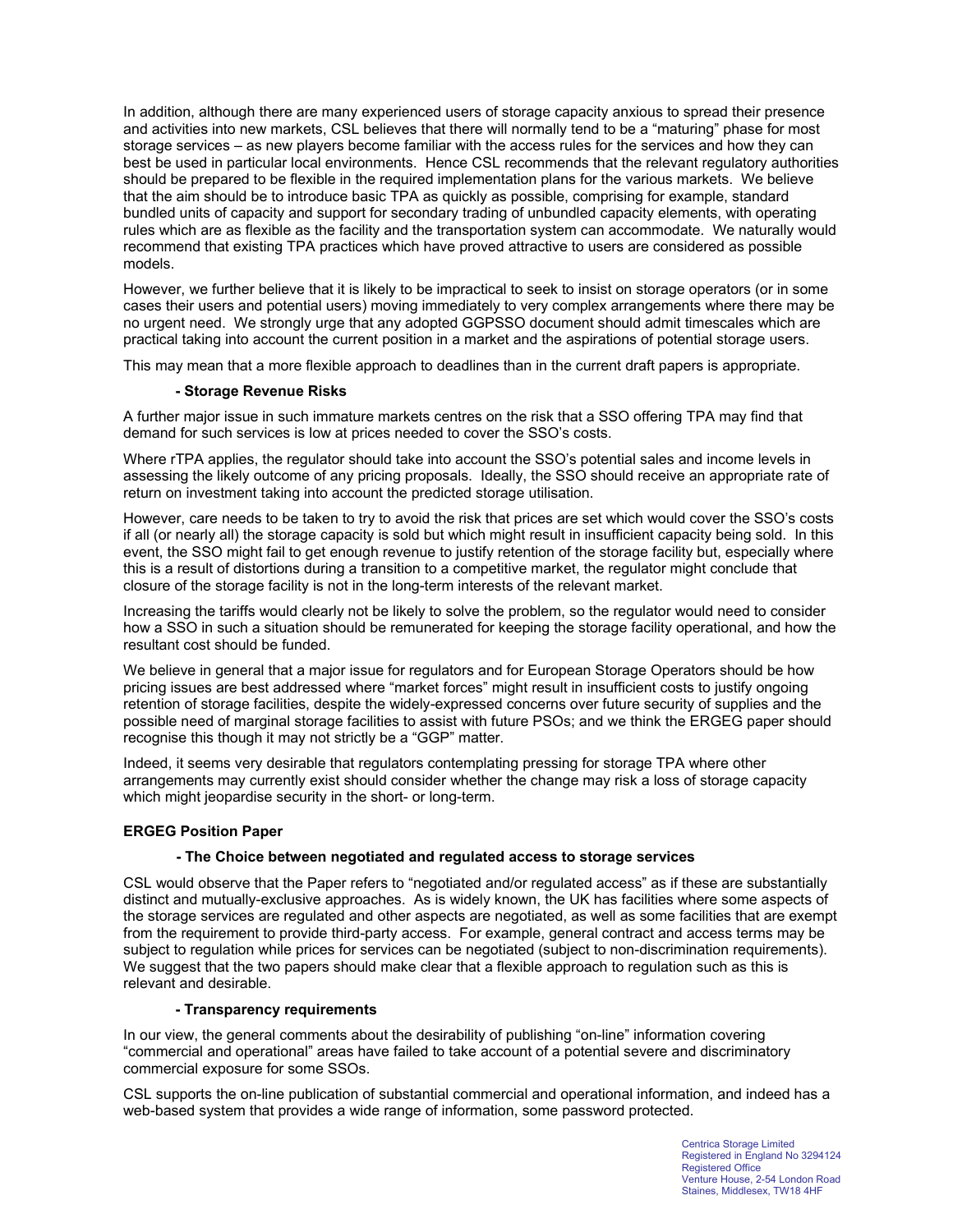In addition, although there are many experienced users of storage capacity anxious to spread their presence and activities into new markets, CSL believes that there will normally tend to be a "maturing" phase for most storage services – as new players become familiar with the access rules for the services and how they can best be used in particular local environments. Hence CSL recommends that the relevant regulatory authorities should be prepared to be flexible in the required implementation plans for the various markets. We believe that the aim should be to introduce basic TPA as quickly as possible, comprising for example, standard bundled units of capacity and support for secondary trading of unbundled capacity elements, with operating rules which are as flexible as the facility and the transportation system can accommodate. We naturally would recommend that existing TPA practices which have proved attractive to users are considered as possible models.

However, we further believe that it is likely to be impractical to seek to insist on storage operators (or in some cases their users and potential users) moving immediately to very complex arrangements where there may be no urgent need. We strongly urge that any adopted GGPSSO document should admit timescales which are practical taking into account the current position in a market and the aspirations of potential storage users.

This may mean that a more flexible approach to deadlines than in the current draft papers is appropriate.

**- Storage Revenue Risks**

A further major issue in such immature markets centres on the risk that a SSO offering TPA may find that demand for such services is low at prices needed to cover the SSO's costs.

Where rTPA applies, the regulator should take into account the SSO's potential sales and income levels in assessing the likely outcome of any pricing proposals. Ideally, the SSO should receive an appropriate rate of return on investment taking into account the predicted storage utilisation.

However, care needs to be taken to try to avoid the risk that prices are set which would cover the SSO's costs if all (or nearly all) the storage capacity is sold but which might result in insufficient capacity being sold. In this event, the SSO might fail to get enough revenue to justify retention of the storage facility but, especially where this is a result of distortions during a transition to a competitive market, the regulator might conclude that closure of the storage facility is not in the long-term interests of the relevant market.

Increasing the tariffs would clearly not be likely to solve the problem, so the regulator would need to consider how a SSO in such a situation should be remunerated for keeping the storage facility operational, and how the resultant cost should be funded.

We believe in general that a major issue for regulators and for European Storage Operators should be how pricing issues are best addressed where "market forces" might result in insufficient costs to justify ongoing retention of storage facilities, despite the widely-expressed concerns over future security of supplies and the possible need of marginal storage facilities to assist with future PSOs; and we think the ERGEG paper should recognise this though it may not strictly be a "GGP" matter.

Indeed, it seems very desirable that regulators contemplating pressing for storage TPA where other arrangements may currently exist should consider whether the change may risk a loss of storage capacity which might jeopardise security in the short- or long-term.

**ERGEG Position Paper**

**- The Choice between negotiated and regulated access to storage services**

CSL would observe that the Paper refers to "negotiated and/or regulated access" as if these are substantially distinct and mutually-exclusive approaches. As is widely known, the UK has facilities where some aspects of the storage services are regulated and other aspects are negotiated, as well as some facilities that are exempt from the requirement to provide third-party access. For example, general contract and access terms may be subject to regulation while prices for services can be negotiated (subject to non-discrimination requirements). We suggest that the two papers should make clear that a flexible approach to regulation such as this is relevant and desirable.

**- Transparency requirements**

In our view, the general comments about the desirability of publishing "on-line" information covering "commercial and operational" areas have failed to take account of a potential severe and discriminatory commercial exposure for some SSOs.

CSL supports the on-line publication of substantial commercial and operational information, and indeed has a web-based system that provides a wide range of information, some password protected.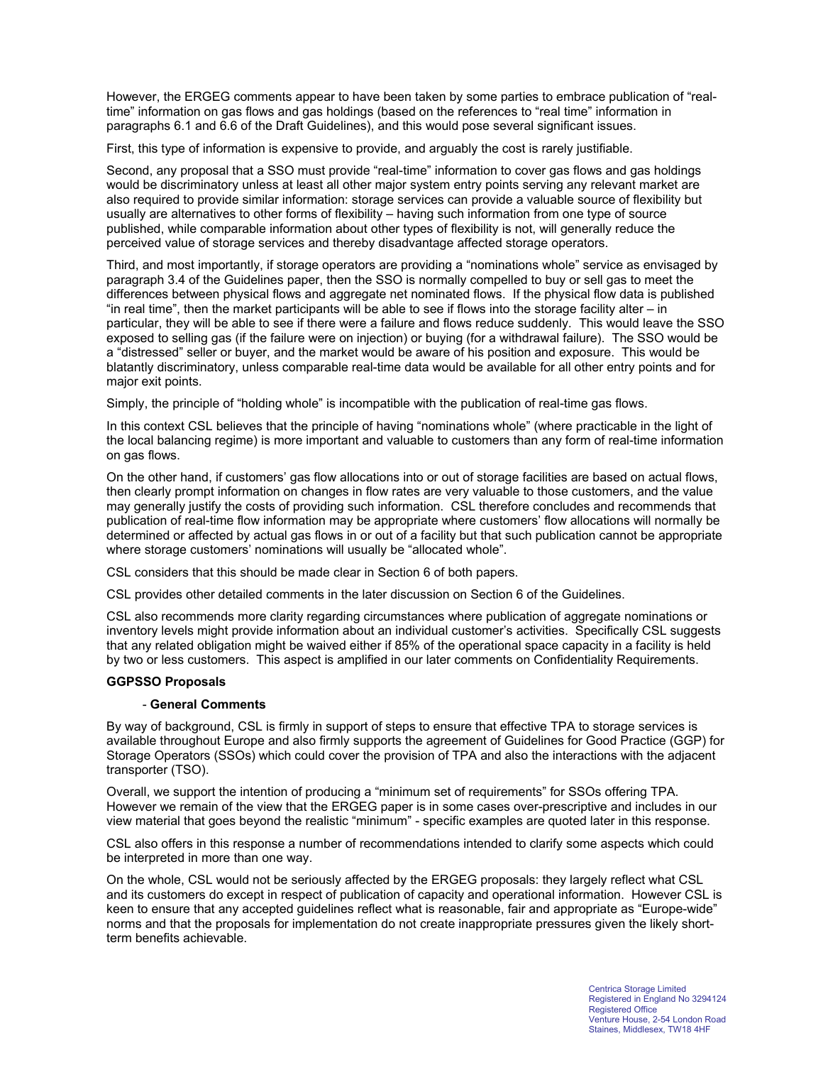However, the ERGEG comments appear to have been taken by some parties to embrace publication of "real-time" information on gas flows and gas holdings (based on the references to "real time" information in paragraphs 6.1 and 6.6 of the Draft Guidelines), and this would pose several significant issues.

First, this type of information is expensive to provide, and arguably the cost is rarely justifiable.

Second, any proposal that a SSO must provide "real-time" information to cover gas flows and gas holdings would be discriminatory unless at least all other major system entry points serving any relevant market are also required to provide similar information: storage services can provide a valuable source of flexibility but usually are alternatives to other forms of flexibility – having such information from one type of source published, while comparable information about other types of flexibility is not, will generally reduce the perceived value of storage services and thereby disadvantage affected storage operators.

Third, and most importantly, if storage operators are providing a "nominations whole" service as envisaged by paragraph 3.4 of the Guidelines paper, then the SSO is normally compelled to buy or sell gas to meet the differences between physical flows and aggregate net nominated flows. If the physical flow data is published "in real time", then the market participants will be able to see if flows into the storage facility alter – in particular, they will be able to see if there were a failure and flows reduce suddenly. This would leave the SSO exposed to selling gas (if the failure were on injection) or buying (for a withdrawal failure). The SSO would be a "distressed" seller or buyer, and the market would be aware of his position and exposure. This would be blatantly discriminatory, unless comparable real-time data would be available for all other entry points and for major exit points.

Simply, the principle of "holding whole" is incompatible with the publication of real-time gas flows.

In this context CSL believes that the principle of having "nominations whole" (where practicable in the light of the local balancing regime) is more important and valuable to customers than any form of real-time information on gas flows.

On the other hand, if customers' gas flow allocations into or out of storage facilities are based on actual flows, then clearly prompt information on changes in flow rates are very valuable to those customers, and the value may generally justify the costs of providing such information. CSL therefore concludes and recommends that publication of real-time flow information may be appropriate where customers' flow allocations will normally be determined or affected by actual gas flows in or out of a facility but that such publication cannot be appropriate where storage customers' nominations will usually be "allocated whole".

CSL considers that this should be made clear in Section 6 of both papers.

CSL provides other detailed comments in the later discussion on Section 6 of the Guidelines.

CSL also recommends more clarity regarding circumstances where publication of aggregate nominations or inventory levels might provide information about an individual customer's activities. Specifically CSL suggests that any related obligation might be waived either if 85% of the operational space capacity in a facility is held by two or less customers. This aspect is amplified in our later comments on Confidentiality Requirements.

**GGPSSO Proposals**

- **General Comments**

By way of background, CSL is firmly in support of steps to ensure that effective TPA to storage services is available throughout Europe and also firmly supports the agreement of Guidelines for Good Practice (GGP) for Storage Operators (SSOs) which could cover the provision of TPA and also the interactions with the adjacent transporter (TSO).

Overall, we support the intention of producing a "minimum set of requirements" for SSOs offering TPA. However we remain of the view that the ERGEG paper is in some cases over-prescriptive and includes in our view material that goes beyond the realistic "minimum" - specific examples are quoted later in this response.

CSL also offers in this response a number of recommendations intended to clarify some aspects which could be interpreted in more than one way.

On the whole, CSL would not be seriously affected by the ERGEG proposals: they largely reflect what CSL and its customers do except in respect of publication of capacity and operational information. However CSL is keen to ensure that any accepted guidelines reflect what is reasonable, fair and appropriate as "Europe-wide" norms and that the proposals for implementation do not create inappropriate pressures given the likely short-term benefits achievable.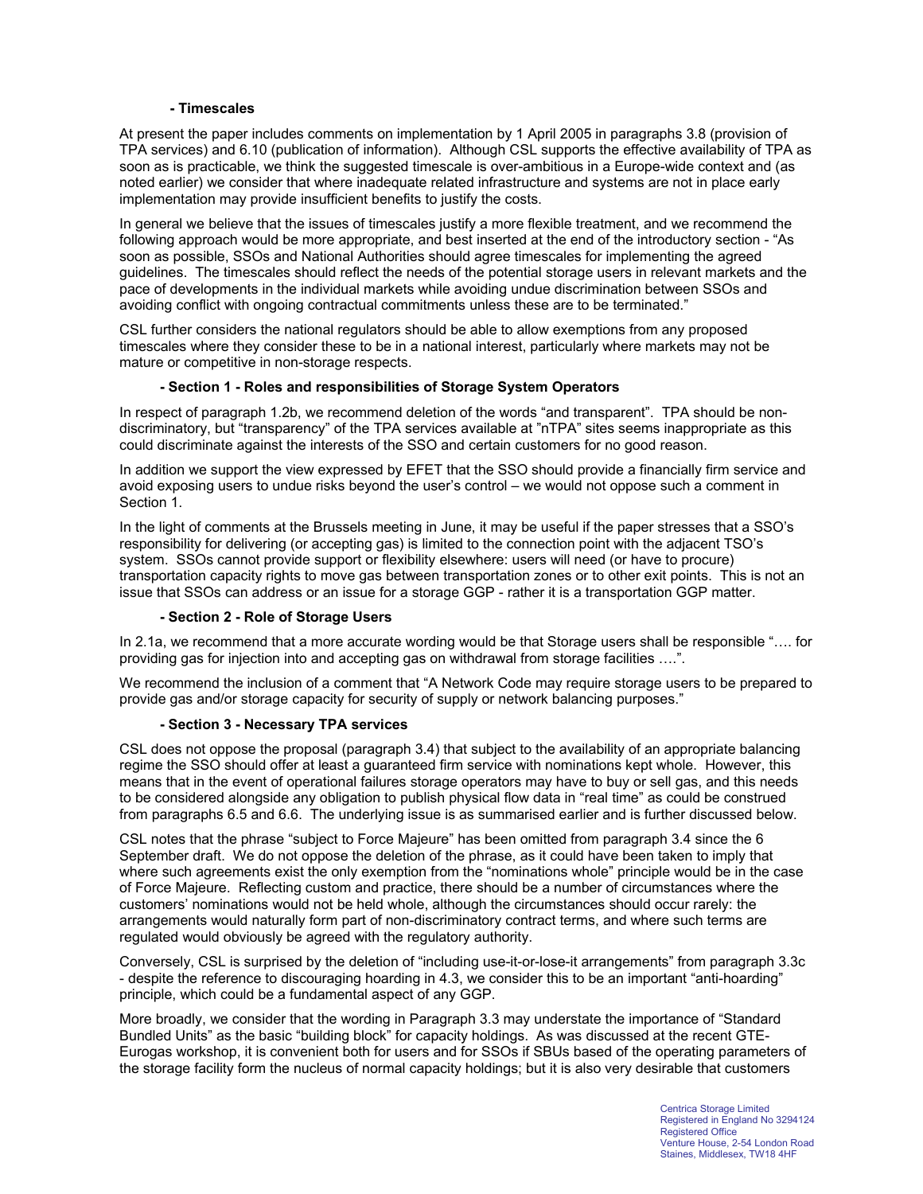**- Timescales**

At present the paper includes comments on implementation by 1 April 2005 in paragraphs 3.8 (provision of TPA services) and 6.10 (publication of information). Although CSL supports the effective availability of TPA as soon as is practicable, we think the suggested timescale is over-ambitious in a Europe-wide context and (as noted earlier) we consider that where inadequate related infrastructure and systems are not in place early implementation may provide insufficient benefits to justify the costs.

In general we believe that the issues of timescales justify a more flexible treatment, and we recommend the following approach would be more appropriate, and best inserted at the end of the introductory section - "As soon as possible, SSOs and National Authorities should agree timescales for implementing the agreed guidelines. The timescales should reflect the needs of the potential storage users in relevant markets and the pace of developments in the individual markets while avoiding undue discrimination between SSOs and avoiding conflict with ongoing contractual commitments unless these are to be terminated."

CSL further considers the national regulators should be able to allow exemptions from any proposed timescales where they consider these to be in a national interest, particularly where markets may not be mature or competitive in non-storage respects.

**- Section 1 - Roles and responsibilities of Storage System Operators**

In respect of paragraph 1.2b, we recommend deletion of the words "and transparent". TPA should be non-discriminatory, but "transparency" of the TPA services available at "nTPA" sites seems inappropriate as this could discriminate against the interests of the SSO and certain customers for no good reason.

In addition we support the view expressed by EFET that the SSO should provide a financially firm service and avoid exposing users to undue risks beyond the user's control – we would not oppose such a comment in Section 1.

In the light of comments at the Brussels meeting in June, it may be useful if the paper stresses that a SSO's responsibility for delivering (or accepting gas) is limited to the connection point with the adjacent TSO's system. SSOs cannot provide support or flexibility elsewhere: users will need (or have to procure) transportation capacity rights to move gas between transportation zones or to other exit points. This is not an issue that SSOs can address or an issue for a storage GGP - rather it is a transportation GGP matter.

**- Section 2 - Role of Storage Users**

In 2.1a, we recommend that a more accurate wording would be that Storage users shall be responsible "…. for providing gas for injection into and accepting gas on withdrawal from storage facilities ….".

We recommend the inclusion of a comment that "A Network Code may require storage users to be prepared to provide gas and/or storage capacity for security of supply or network balancing purposes."

**- Section 3 - Necessary TPA services**

CSL does not oppose the proposal (paragraph 3.4) that subject to the availability of an appropriate balancing regime the SSO should offer at least a guaranteed firm service with nominations kept whole. However, this means that in the event of operational failures storage operators may have to buy or sell gas, and this needs to be considered alongside any obligation to publish physical flow data in "real time" as could be construed from paragraphs 6.5 and 6.6. The underlying issue is as summarised earlier and is further discussed below.

CSL notes that the phrase "subject to Force Majeure" has been omitted from paragraph 3.4 since the 6 September draft. We do not oppose the deletion of the phrase, as it could have been taken to imply that where such agreements exist the only exemption from the "nominations whole" principle would be in the case of Force Majeure. Reflecting custom and practice, there should be a number of circumstances where the customers' nominations would not be held whole, although the circumstances should occur rarely: the arrangements would naturally form part of non-discriminatory contract terms, and where such terms are regulated would obviously be agreed with the regulatory authority.

Conversely, CSL is surprised by the deletion of "including use-it-or-lose-it arrangements" from paragraph 3.3c - despite the reference to discouraging hoarding in 4.3, we consider this to be an important "anti-hoarding" principle, which could be a fundamental aspect of any GGP.

More broadly, we consider that the wording in Paragraph 3.3 may understate the importance of "Standard Bundled Units" as the basic "building block" for capacity holdings. As was discussed at the recent GTE-Eurogas workshop, it is convenient both for users and for SSOs if SBUs based of the operating parameters of the storage facility form the nucleus of normal capacity holdings; but it is also very desirable that customers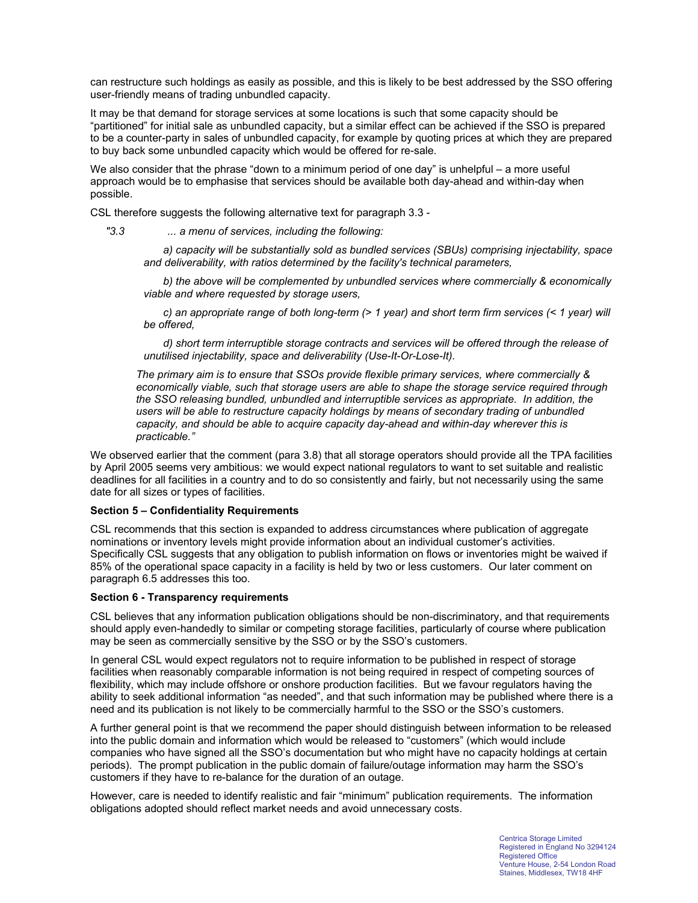can restructure such holdings as easily as possible, and this is likely to be best addressed by the SSO offering user-friendly means of trading unbundled capacity.

It may be that demand for storage services at some locations is such that some capacity should be "partitioned" for initial sale as unbundled capacity, but a similar effect can be achieved if the SSO is prepared to be a counter-party in sales of unbundled capacity, for example by quoting prices at which they are prepared to buy back some unbundled capacity which would be offered for re-sale.

We also consider that the phrase "down to a minimum period of one day" is unhelpful – a more useful approach would be to emphasise that services should be available both day-ahead and within-day when possible.

CSL therefore suggests the following alternative text for paragraph 3.3 -

> *"3.3 ... a menu of services, including the following:*
>
> *a) capacity will be substantially sold as bundled services (SBUs) comprising injectability, space and deliverability, with ratios determined by the facility's technical parameters,*
>
> *b) the above will be complemented by unbundled services where commercially & economically viable and where requested by storage users,*
>
> *c) an appropriate range of both long-term (> 1 year) and short term firm services (< 1 year) will be offered,*
>
> *d) short term interruptible storage contracts and services will be offered through the release of unutilised injectability, space and deliverability (Use-It-Or-Lose-It).*
>
> *The primary aim is to ensure that SSOs provide flexible primary services, where commercially & economically viable, such that storage users are able to shape the storage service required through the SSO releasing bundled, unbundled and interruptible services as appropriate. In addition, the users will be able to restructure capacity holdings by means of secondary trading of unbundled capacity, and should be able to acquire capacity day-ahead and within-day wherever this is practicable."*

We observed earlier that the comment (para 3.8) that all storage operators should provide all the TPA facilities by April 2005 seems very ambitious: we would expect national regulators to want to set suitable and realistic deadlines for all facilities in a country and to do so consistently and fairly, but not necessarily using the same date for all sizes or types of facilities.

**Section 5 – Confidentiality Requirements**

CSL recommends that this section is expanded to address circumstances where publication of aggregate nominations or inventory levels might provide information about an individual customer's activities. Specifically CSL suggests that any obligation to publish information on flows or inventories might be waived if 85% of the operational space capacity in a facility is held by two or less customers. Our later comment on paragraph 6.5 addresses this too.

**Section 6 - Transparency requirements**

CSL believes that any information publication obligations should be non-discriminatory, and that requirements should apply even-handedly to similar or competing storage facilities, particularly of course where publication may be seen as commercially sensitive by the SSO or by the SSO's customers.

In general CSL would expect regulators not to require information to be published in respect of storage facilities when reasonably comparable information is not being required in respect of competing sources of flexibility, which may include offshore or onshore production facilities. But we favour regulators having the ability to seek additional information "as needed", and that such information may be published where there is a need and its publication is not likely to be commercially harmful to the SSO or the SSO's customers.

A further general point is that we recommend the paper should distinguish between information to be released into the public domain and information which would be released to "customers" (which would include companies who have signed all the SSO's documentation but who might have no capacity holdings at certain periods). The prompt publication in the public domain of failure/outage information may harm the SSO's customers if they have to re-balance for the duration of an outage.

However, care is needed to identify realistic and fair "minimum" publication requirements. The information obligations adopted should reflect market needs and avoid unnecessary costs.

Centrica Storage Limited
Registered in England No 3294124
Registered Office
Venture House, 2-54 London Road
Staines, Middlesex, TW18 4HF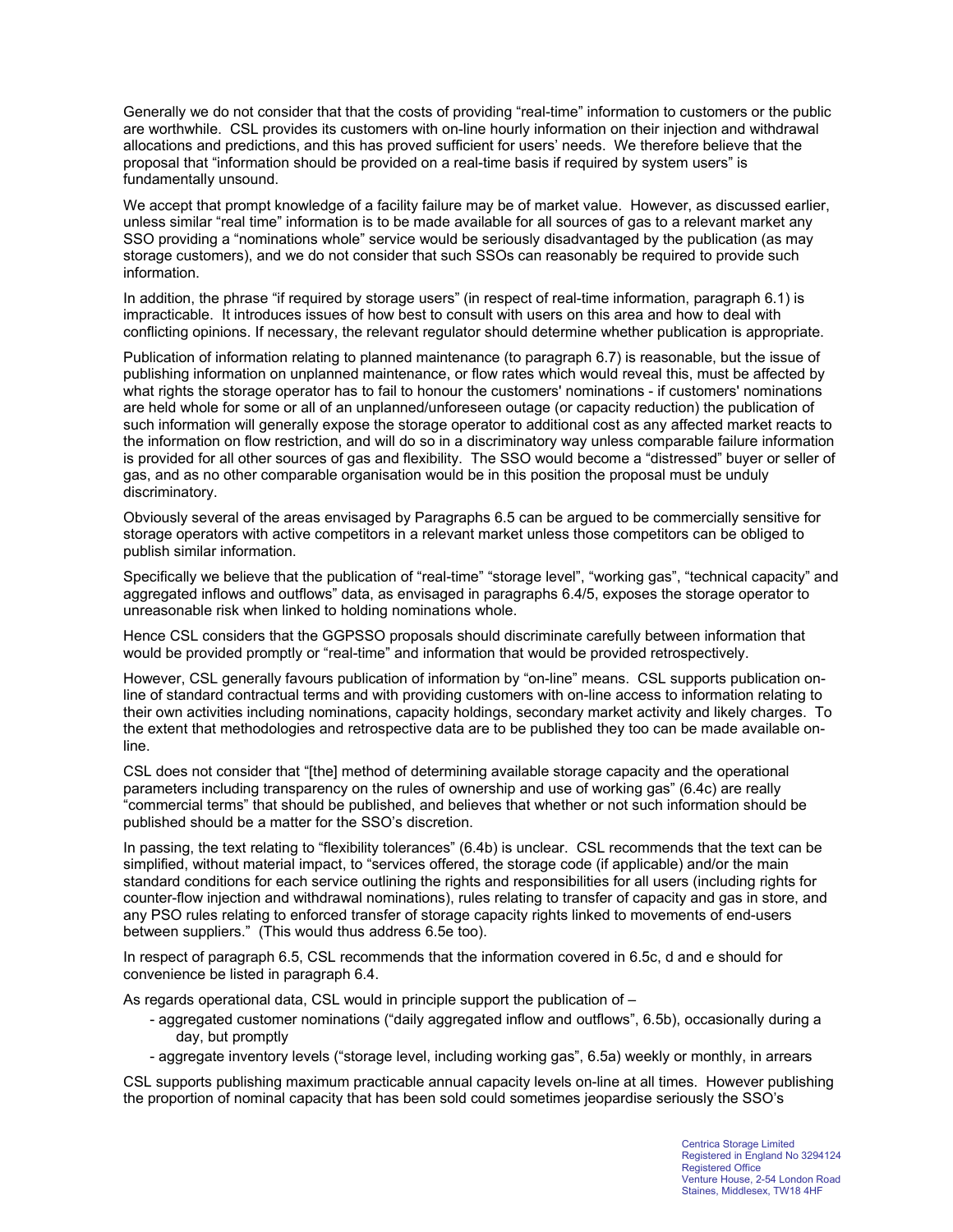Generally we do not consider that that the costs of providing "real-time" information to customers or the public are worthwhile. CSL provides its customers with on-line hourly information on their injection and withdrawal allocations and predictions, and this has proved sufficient for users' needs. We therefore believe that the proposal that "information should be provided on a real-time basis if required by system users" is fundamentally unsound.

We accept that prompt knowledge of a facility failure may be of market value. However, as discussed earlier, unless similar "real time" information is to be made available for all sources of gas to a relevant market any SSO providing a "nominations whole" service would be seriously disadvantaged by the publication (as may storage customers), and we do not consider that such SSOs can reasonably be required to provide such information.

In addition, the phrase "if required by storage users" (in respect of real-time information, paragraph 6.1) is impracticable. It introduces issues of how best to consult with users on this area and how to deal with conflicting opinions. If necessary, the relevant regulator should determine whether publication is appropriate.

Publication of information relating to planned maintenance (to paragraph 6.7) is reasonable, but the issue of publishing information on unplanned maintenance, or flow rates which would reveal this, must be affected by what rights the storage operator has to fail to honour the customers' nominations - if customers' nominations are held whole for some or all of an unplanned/unforeseen outage (or capacity reduction) the publication of such information will generally expose the storage operator to additional cost as any affected market reacts to the information on flow restriction, and will do so in a discriminatory way unless comparable failure information is provided for all other sources of gas and flexibility. The SSO would become a "distressed" buyer or seller of gas, and as no other comparable organisation would be in this position the proposal must be unduly discriminatory.

Obviously several of the areas envisaged by Paragraphs 6.5 can be argued to be commercially sensitive for storage operators with active competitors in a relevant market unless those competitors can be obliged to publish similar information.

Specifically we believe that the publication of "real-time" "storage level", "working gas", "technical capacity" and aggregated inflows and outflows" data, as envisaged in paragraphs 6.4/5, exposes the storage operator to unreasonable risk when linked to holding nominations whole.

Hence CSL considers that the GGPSSO proposals should discriminate carefully between information that would be provided promptly or "real-time" and information that would be provided retrospectively.

However, CSL generally favours publication of information by "on-line" means. CSL supports publication on-line of standard contractual terms and with providing customers with on-line access to information relating to their own activities including nominations, capacity holdings, secondary market activity and likely charges. To the extent that methodologies and retrospective data are to be published they too can be made available on-line.

CSL does not consider that "[the] method of determining available storage capacity and the operational parameters including transparency on the rules of ownership and use of working gas" (6.4c) are really "commercial terms" that should be published, and believes that whether or not such information should be published should be a matter for the SSO's discretion.

In passing, the text relating to "flexibility tolerances" (6.4b) is unclear. CSL recommends that the text can be simplified, without material impact, to "services offered, the storage code (if applicable) and/or the main standard conditions for each service outlining the rights and responsibilities for all users (including rights for counter-flow injection and withdrawal nominations), rules relating to transfer of capacity and gas in store, and any PSO rules relating to enforced transfer of storage capacity rights linked to movements of end-users between suppliers." (This would thus address 6.5e too).

In respect of paragraph 6.5, CSL recommends that the information covered in 6.5c, d and e should for convenience be listed in paragraph 6.4.

As regards operational data, CSL would in principle support the publication of –

- aggregated customer nominations ("daily aggregated inflow and outflows", 6.5b), occasionally during a day, but promptly
- aggregate inventory levels ("storage level, including working gas", 6.5a) weekly or monthly, in arrears

CSL supports publishing maximum practicable annual capacity levels on-line at all times. However publishing the proportion of nominal capacity that has been sold could sometimes jeopardise seriously the SSO's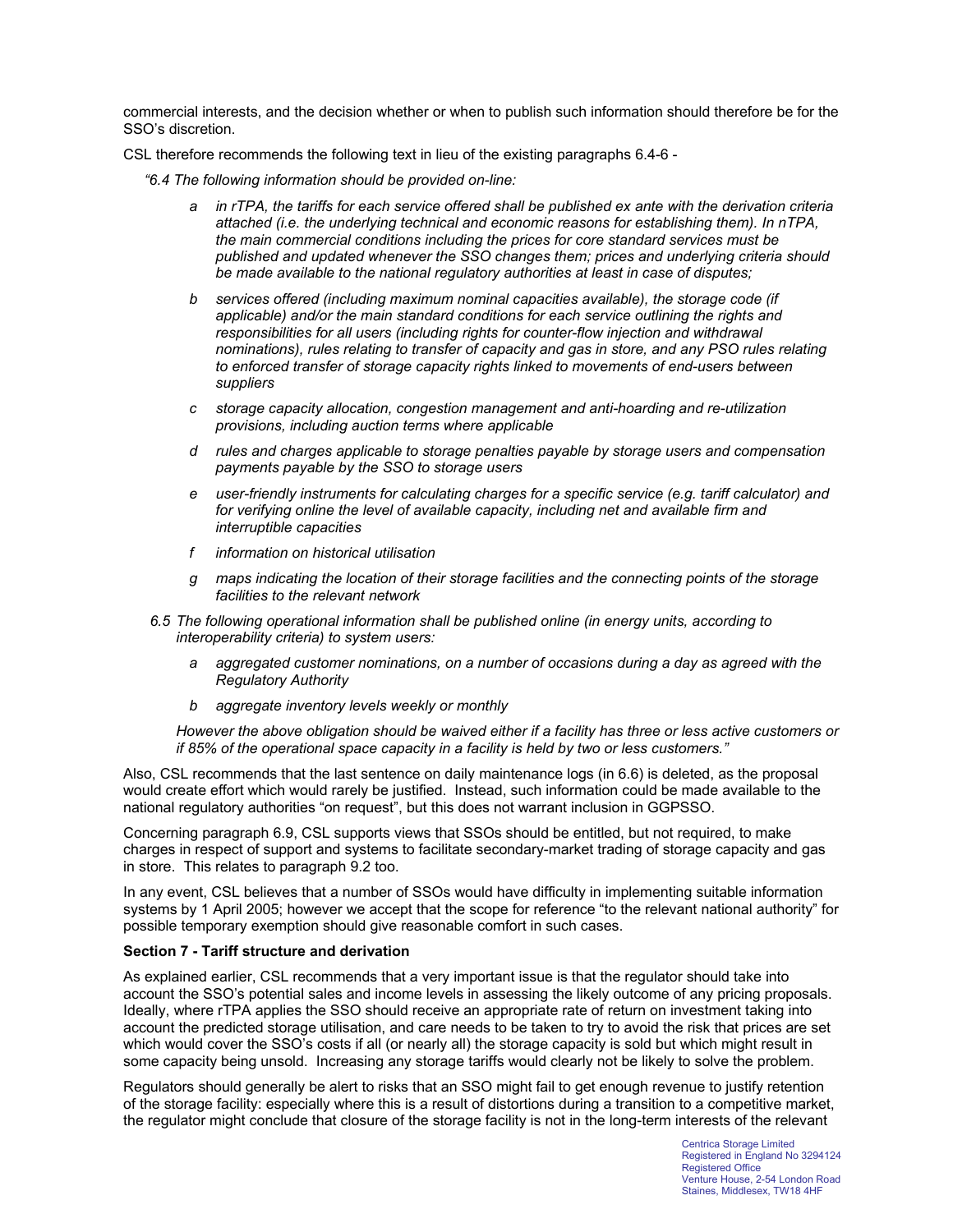commercial interests, and the decision whether or when to publish such information should therefore be for the SSO's discretion.

CSL therefore recommends the following text in lieu of the existing paragraphs 6.4-6 -

*"6.4 The following information should be provided on-line:*

- *a in rTPA, the tariffs for each service offered shall be published ex ante with the derivation criteria attached (i.e. the underlying technical and economic reasons for establishing them). In nTPA, the main commercial conditions including the prices for core standard services must be published and updated whenever the SSO changes them; prices and underlying criteria should be made available to the national regulatory authorities at least in case of disputes;*
- *b services offered (including maximum nominal capacities available), the storage code (if applicable) and/or the main standard conditions for each service outlining the rights and responsibilities for all users (including rights for counter-flow injection and withdrawal nominations), rules relating to transfer of capacity and gas in store, and any PSO rules relating to enforced transfer of storage capacity rights linked to movements of end-users between suppliers*
- *c storage capacity allocation, congestion management and anti-hoarding and re-utilization provisions, including auction terms where applicable*
- *d rules and charges applicable to storage penalties payable by storage users and compensation payments payable by the SSO to storage users*
- *e user-friendly instruments for calculating charges for a specific service (e.g. tariff calculator) and for verifying online the level of available capacity, including net and available firm and interruptible capacities*
- *f information on historical utilisation*
- *g maps indicating the location of their storage facilities and the connecting points of the storage facilities to the relevant network*

*6.5 The following operational information shall be published online (in energy units, according to interoperability criteria) to system users:*

- *a aggregated customer nominations, on a number of occasions during a day as agreed with the Regulatory Authority*
- *b aggregate inventory levels weekly or monthly*

*However the above obligation should be waived either if a facility has three or less active customers or if 85% of the operational space capacity in a facility is held by two or less customers."*

Also, CSL recommends that the last sentence on daily maintenance logs (in 6.6) is deleted, as the proposal would create effort which would rarely be justified. Instead, such information could be made available to the national regulatory authorities "on request", but this does not warrant inclusion in GGPSSO.

Concerning paragraph 6.9, CSL supports views that SSOs should be entitled, but not required, to make charges in respect of support and systems to facilitate secondary-market trading of storage capacity and gas in store. This relates to paragraph 9.2 too.

In any event, CSL believes that a number of SSOs would have difficulty in implementing suitable information systems by 1 April 2005; however we accept that the scope for reference "to the relevant national authority" for possible temporary exemption should give reasonable comfort in such cases.

**Section 7 - Tariff structure and derivation**

As explained earlier, CSL recommends that a very important issue is that the regulator should take into account the SSO's potential sales and income levels in assessing the likely outcome of any pricing proposals. Ideally, where rTPA applies the SSO should receive an appropriate rate of return on investment taking into account the predicted storage utilisation, and care needs to be taken to try to avoid the risk that prices are set which would cover the SSO's costs if all (or nearly all) the storage capacity is sold but which might result in some capacity being unsold. Increasing any storage tariffs would clearly not be likely to solve the problem.

Regulators should generally be alert to risks that an SSO might fail to get enough revenue to justify retention of the storage facility: especially where this is a result of distortions during a transition to a competitive market, the regulator might conclude that closure of the storage facility is not in the long-term interests of the relevant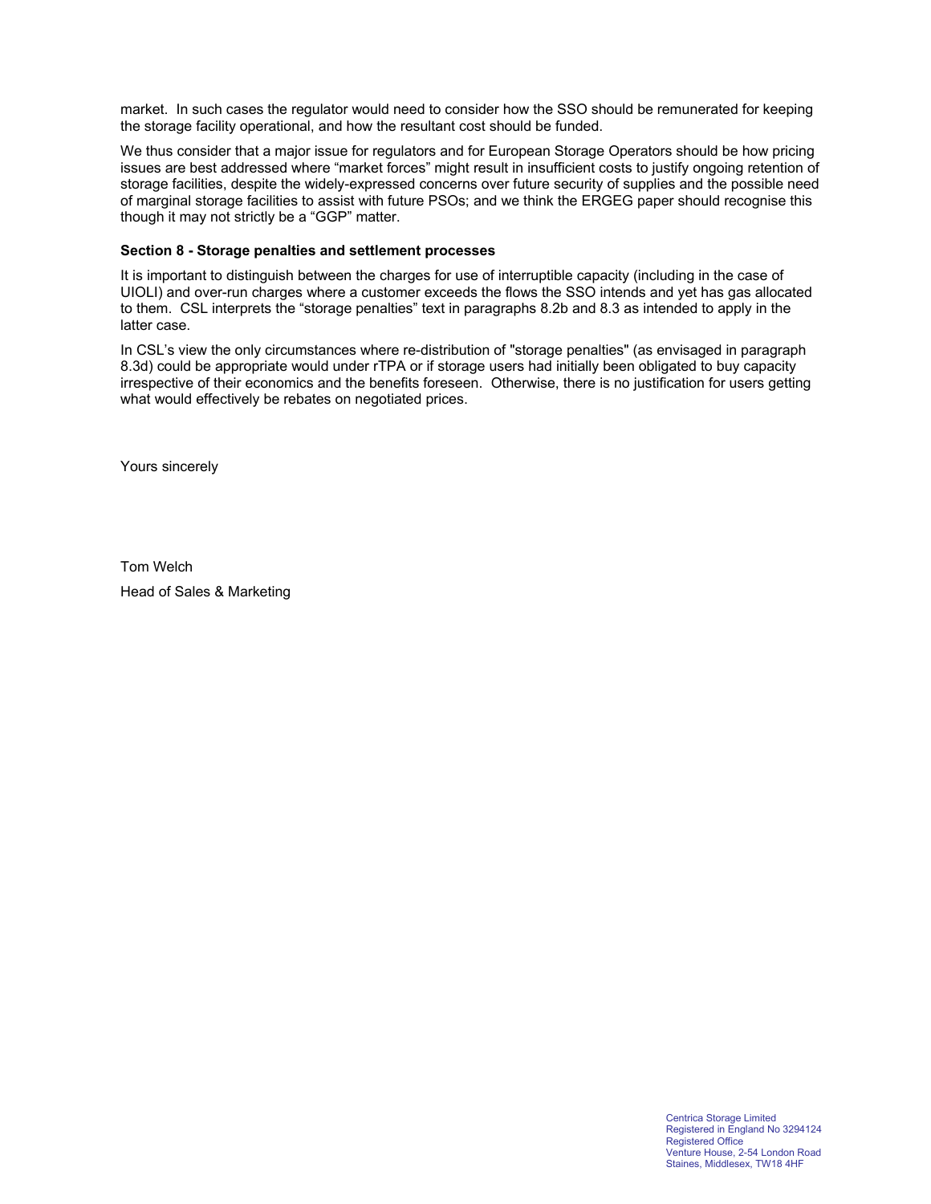market. In such cases the regulator would need to consider how the SSO should be remunerated for keeping the storage facility operational, and how the resultant cost should be funded.

We thus consider that a major issue for regulators and for European Storage Operators should be how pricing issues are best addressed where "market forces" might result in insufficient costs to justify ongoing retention of storage facilities, despite the widely-expressed concerns over future security of supplies and the possible need of marginal storage facilities to assist with future PSOs; and we think the ERGEG paper should recognise this though it may not strictly be a "GGP" matter.

**Section 8 - Storage penalties and settlement processes**

It is important to distinguish between the charges for use of interruptible capacity (including in the case of UIOLI) and over-run charges where a customer exceeds the flows the SSO intends and yet has gas allocated to them. CSL interprets the "storage penalties" text in paragraphs 8.2b and 8.3 as intended to apply in the latter case.

In CSL's view the only circumstances where re-distribution of "storage penalties" (as envisaged in paragraph 8.3d) could be appropriate would under rTPA or if storage users had initially been obligated to buy capacity irrespective of their economics and the benefits foreseen. Otherwise, there is no justification for users getting what would effectively be rebates on negotiated prices.

Yours sincerely

Tom Welch

Head of Sales & Marketing

Centrica Storage Limited
Registered in England No 3294124
Registered Office
Venture House, 2-54 London Road
Staines, Middlesex, TW18 4HF